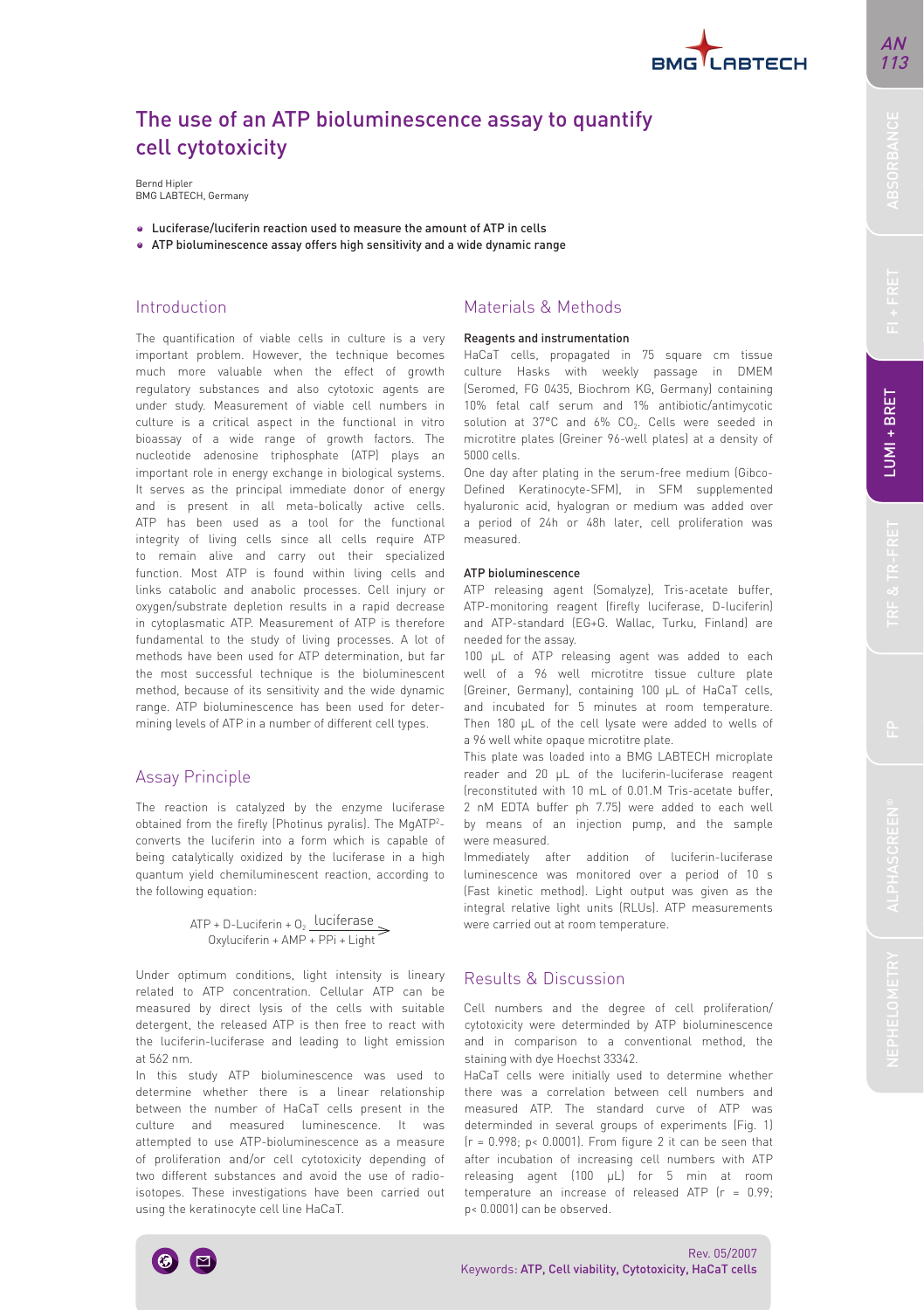# The use of an ATP bioluminescence assay to quantify cell cytotoxicity

Bernd Hipler
BMG LABTECH, Germany

- Luciferase/luciferin reaction used to measure the amount of ATP in cells
- ATP bioluminescence assay offers high sensitivity and a wide dynamic range

## Introduction

The quantification of viable cells in culture is a very important problem. However, the technique becomes much more valuable when the effect of growth regulatory substances and also cytotoxic agents are under study. Measurement of viable cell numbers in culture is a critical aspect in the functional in vitro bioassay of a wide range of growth factors. The nucleotide adenosine triphosphate (ATP) plays an important role in energy exchange in biological systems. It serves as the principal immediate donor of energy and is present in all meta-bolically active cells. ATP has been used as a tool for the functional integrity of living cells since all cells require ATP to remain alive and carry out their specialized function. Most ATP is found within living cells and links catabolic and anabolic processes. Cell injury or oxygen/substrate depletion results in a rapid decrease in cytoplasmatic ATP. Measurement of ATP is therefore fundamental to the study of living processes. A lot of methods have been used for ATP determination, but far the most successful technique is the bioluminescent method, because of its sensitivity and the wide dynamic range. ATP bioluminescence has been used for determining levels of ATP in a number of different cell types.

## Assay Principle

The reaction is catalyzed by the enzyme luciferase obtained from the firefly (Photinus pyralis). The $MgATP^{2-}$ converts the luciferin into a form which is capable of being catalytically oxidized by the luciferase in a high quantum yield chemiluminescent reaction, according to the following equation:

$$\text{ATP} + \text{D-Luciferin} + O_2 \xrightarrow{\text{luciferase}} \text{Oxyluciferin} + \text{AMP} + \text{PPi} + \text{Light}$$

Under optimum conditions, light intensity is lineary related to ATP concentration. Cellular ATP can be measured by direct lysis of the cells with suitable detergent, the released ATP is then free to react with the luciferin-luciferase and leading to light emission at 562 nm.

In this study ATP bioluminescence was used to determine whether there is a linear relationship between the number of HaCaT cells present in the culture and measured luminescence. It was attempted to use ATP-bioluminescence as a measure of proliferation and/or cell cytotoxicity depending of two different substances and avoid the use of radio-isotopes. These investigations have been carried out using the keratinocyte cell line HaCaT.

## Materials & Methods

### Reagents and instrumentation

HaCaT cells, propagated in 75 square cm tissue culture flasks with weekly passage in DMEM (Seromed, FG 0435, Biochrom KG, Germany) containing 10% fetal calf serum and 1% antibiotic/antimycotic solution at 37°C and 6% $CO_2$. Cells were seeded in microtitre plates (Greiner 96-well plates) at a density of 5000 cells.

One day after plating in the serum-free medium (Gibco-Defined Keratinocyte-SFM), in SFM supplemented hyaluronic acid, hyalogran or medium was added over a period of 24h or 48h later, cell proliferation was measured.

### ATP bioluminescence

ATP releasing agent (Somalyze), Tris-acetate buffer, ATP-monitoring reagent (firefly luciferase, D-luciferin) and ATP-standard (EG+G. Wallac, Turku, Finland) are needed for the assay.

100 µL of ATP releasing agent was added to each well of a 96 well microtitre tissue culture plate (Greiner, Germany), containing 100 µL of HaCaT cells, and incubated for 5 minutes at room temperature. Then 180 µL of the cell lysate were added to wells of a 96 well white opaque microtitre plate.

This plate was loaded into a BMG LABTECH microplate reader and 20 µL of the luciferin-luciferase reagent (reconstituted with 10 mL of 0.01.M Tris-acetate buffer, 2 nM EDTA buffer ph 7.75) were added to each well by means of an injection pump, and the sample were measured.

Immediately after addition of luciferin-luciferase luminescence was monitored over a period of 10 s (Fast kinetic method). Light output was given as the integral relative light units (RLUs). ATP measurements were carried out at room temperature.

## Results & Discussion

Cell numbers and the degree of cell proliferation/cytotoxicity were determinded by ATP bioluminescence and in comparison to a conventional method, the staining with dye Hoechst 33342.

HaCaT cells were initially used to determine whether there was a correlation between cell numbers and measured ATP. The standard curve of ATP was determinded in several groups of experiments (Fig. 1) ($r = 0.998$; $p < 0.0001$). From figure 2 it can be seen that after incubation of increasing cell numbers with ATP releasing agent (100 µL) for 5 min at room temperature an increase of released ATP ($r = 0.99$; $p < 0.0001$) can be observed.

Rev. 05/2007
Keywords: ATP, Cell viability, Cytotoxicity, HaCaT cells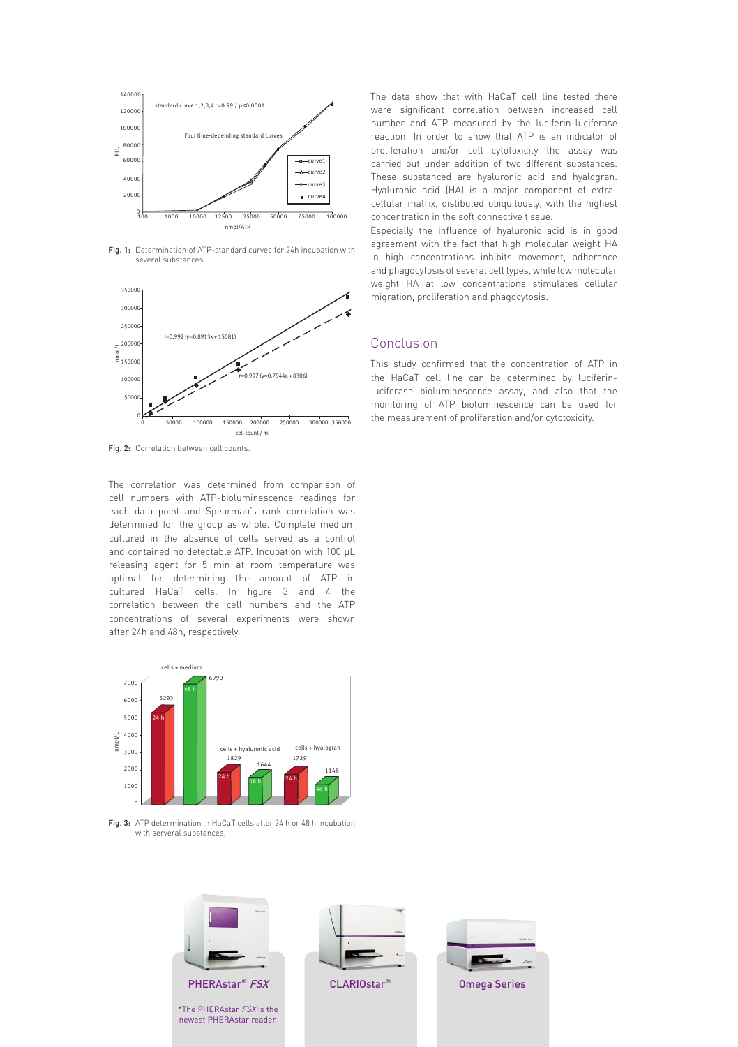140000
120000
100000
80000
60000
40000
20000
0

RLU

standard curve 1,2,3,4 r=0.99 / p<0.0001

Four time-depending standard curves

curve1
curve2
curve3
curve4

100 1000 10000 12500 25000 50000 75000 100000

nmol/ATP

**Fig. 1:** Determination of ATP-standard curves for 24h incubation with several substances.

350000
300000
250000
200000
150000
100000
50000
0

nmol/L

r=0.992 (y=0.8913x+15081)

r=0.997 (y=0.7944x+8306)

0 50000 100000 150000 200000 250000 300000 350000

cell count / ml

**Fig. 2:** Correlation between cell counts.

The correlation was determined from comparison of cell numbers with ATP-bioluminescence readings for each data point and Spearman's rank correlation was determined for the group as whole. Complete medium cultured in the absence of cells served as a control and contained no detectable ATP. Incubation with 100 µL releasing agent for 5 min at room temperature was optimal for determining the amount of ATP in cultured HaCaT cells. In figure 3 and 4 the correlation between the cell numbers and the ATP concentrations of several experiments were shown after 24h and 48h, respectively.

cells + medium

7000
6000
5000
4000
3000
2000
1000
0

nmol/L

5293
24 h
6990
48 h

cells + hyaluronic acid
1829
24 h
1644
48 h

cells + hyalogran
1729
24 h
1148
48 h

**Fig. 3:** ATP determination in HaCaT cells after 24 h or 48 h incubation with serveral substances.

The data show that with HaCaT cell line tested there were significant correlation between increased cell number and ATP measured by the luciferin-luciferase reaction. In order to show that ATP is an indicator of proliferation and/or cell cytotoxicity the assay was carried out under addition of two different substances. These substanced are hyaluronic acid and hyalogran. Hyaluronic acid (HA) is a major component of extra-cellular matrix, distibuted ubiquitously, with the highest concentration in the soft connective tissue.

Especially the influence of hyaluronic acid is in good agreement with the fact that high molecular weight HA in high concentrations inhibits movement, adherence and phagocytosis of several cell types, while low molecular weight HA at low concentrations stimulates cellular migration, proliferation and phagocytosis.

## Conclusion

This study confirmed that the concentration of ATP in the HaCaT cell line can be determined by luciferin-luciferase bioluminescence assay, and also that the monitoring of ATP bioluminescence can be used for the measurement of proliferation and/or cytotoxicity.

PHERAstar® *FSX*

*The PHERAstar *FSX* is the newest PHERAstar reader.

CLARIOstar®

Omega Series